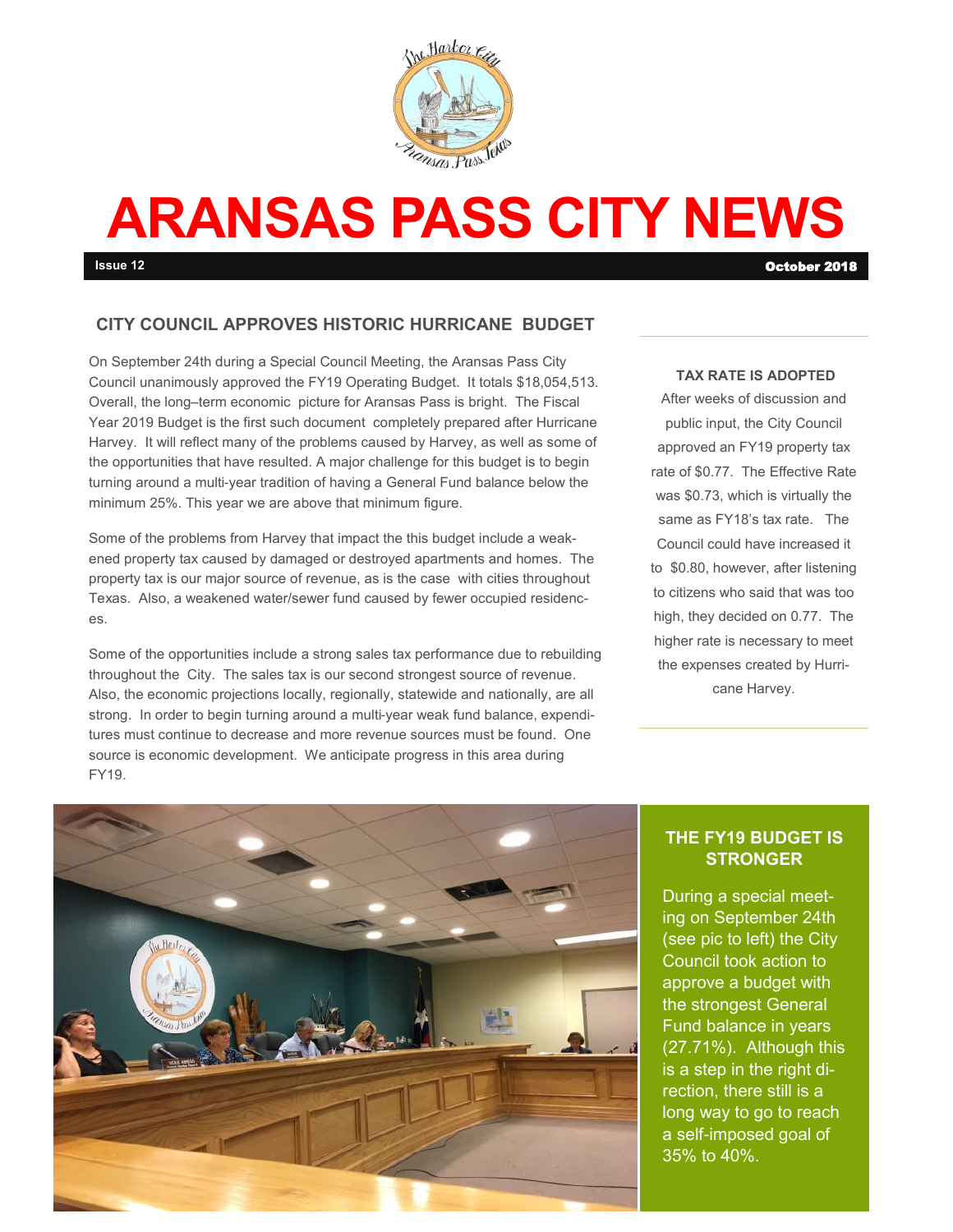# ARANSAS PASS CITY NEWS

**Issue 12** — **October 2018**

## CITY COUNCIL APPROVES HISTORIC HURRICANE BUDGET

On September 24th during a Special Council Meeting, the Aransas Pass City Council unanimously approved the FY19 Operating Budget. It totals $18,054,513. Overall, the long–term economic picture for Aransas Pass is bright. The Fiscal Year 2019 Budget is the first such document completely prepared after Hurricane Harvey. It will reflect many of the problems caused by Harvey, as well as some of the opportunities that have resulted. A major challenge for this budget is to begin turning around a multi-year tradition of having a General Fund balance below the minimum 25%. This year we are above that minimum figure.

Some of the problems from Harvey that impact the this budget include a weakened property tax caused by damaged or destroyed apartments and homes. The property tax is our major source of revenue, as is the case with cities throughout Texas. Also, a weakened water/sewer fund caused by fewer occupied residences.

Some of the opportunities include a strong sales tax performance due to rebuilding throughout the City. The sales tax is our second strongest source of revenue. Also, the economic projections locally, regionally, statewide and nationally, are all strong. In order to begin turning around a multi-year weak fund balance, expenditures must continue to decrease and more revenue sources must be found. One source is economic development. We anticipate progress in this area during FY19.

### TAX RATE IS ADOPTED

After weeks of discussion and public input, the City Council approved an FY19 property tax rate of $0.77. The Effective Rate was $0.73, which is virtually the same as FY18's tax rate. The Council could have increased it to $0.80, however, after listening to citizens who said that was too high, they decided on 0.77. The higher rate is necessary to meet the expenses created by Hurricane Harvey.

### THE FY19 BUDGET IS STRONGER

During a special meeting on September 24th (see pic to left) the City Council took action to approve a budget with the strongest General Fund balance in years (27.71%). Although this is a step in the right direction, there still is a long way to go to reach a self-imposed goal of 35% to 40%.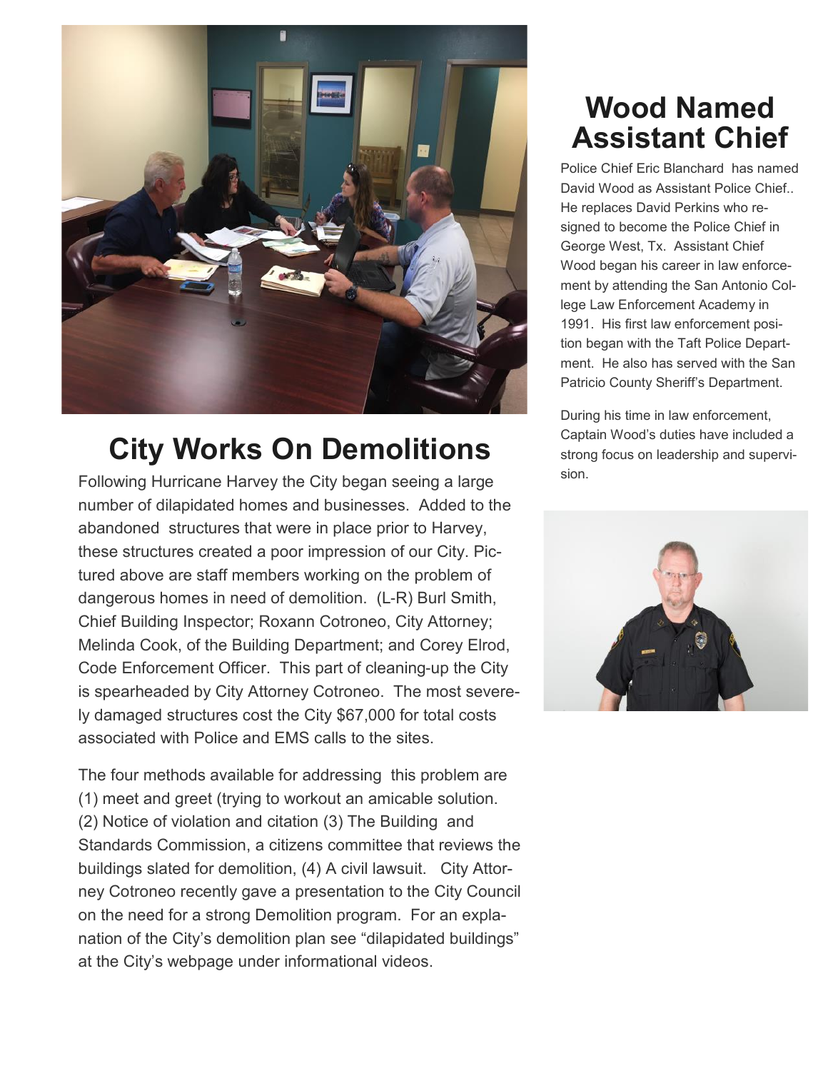## City Works On Demolitions

Following Hurricane Harvey the City began seeing a large number of dilapidated homes and businesses. Added to the abandoned structures that were in place prior to Harvey, these structures created a poor impression of our City. Pictured above are staff members working on the problem of dangerous homes in need of demolition. (L-R) Burl Smith, Chief Building Inspector; Roxann Cotroneo, City Attorney; Melinda Cook, of the Building Department; and Corey Elrod, Code Enforcement Officer. This part of cleaning-up the City is spearheaded by City Attorney Cotroneo. The most severely damaged structures cost the City $67,000 for total costs associated with Police and EMS calls to the sites.

The four methods available for addressing this problem are (1) meet and greet (trying to workout an amicable solution. (2) Notice of violation and citation (3) The Building and Standards Commission, a citizens committee that reviews the buildings slated for demolition, (4) A civil lawsuit. City Attorney Cotroneo recently gave a presentation to the City Council on the need for a strong Demolition program. For an explanation of the City's demolition plan see "dilapidated buildings" at the City's webpage under informational videos.

## Wood Named Assistant Chief

Police Chief Eric Blanchard has named David Wood as Assistant Police Chief.. He replaces David Perkins who resigned to become the Police Chief in George West, Tx. Assistant Chief Wood began his career in law enforcement by attending the San Antonio College Law Enforcement Academy in 1991. His first law enforcement position began with the Taft Police Department. He also has served with the San Patricio County Sheriff's Department.

During his time in law enforcement, Captain Wood's duties have included a strong focus on leadership and supervision.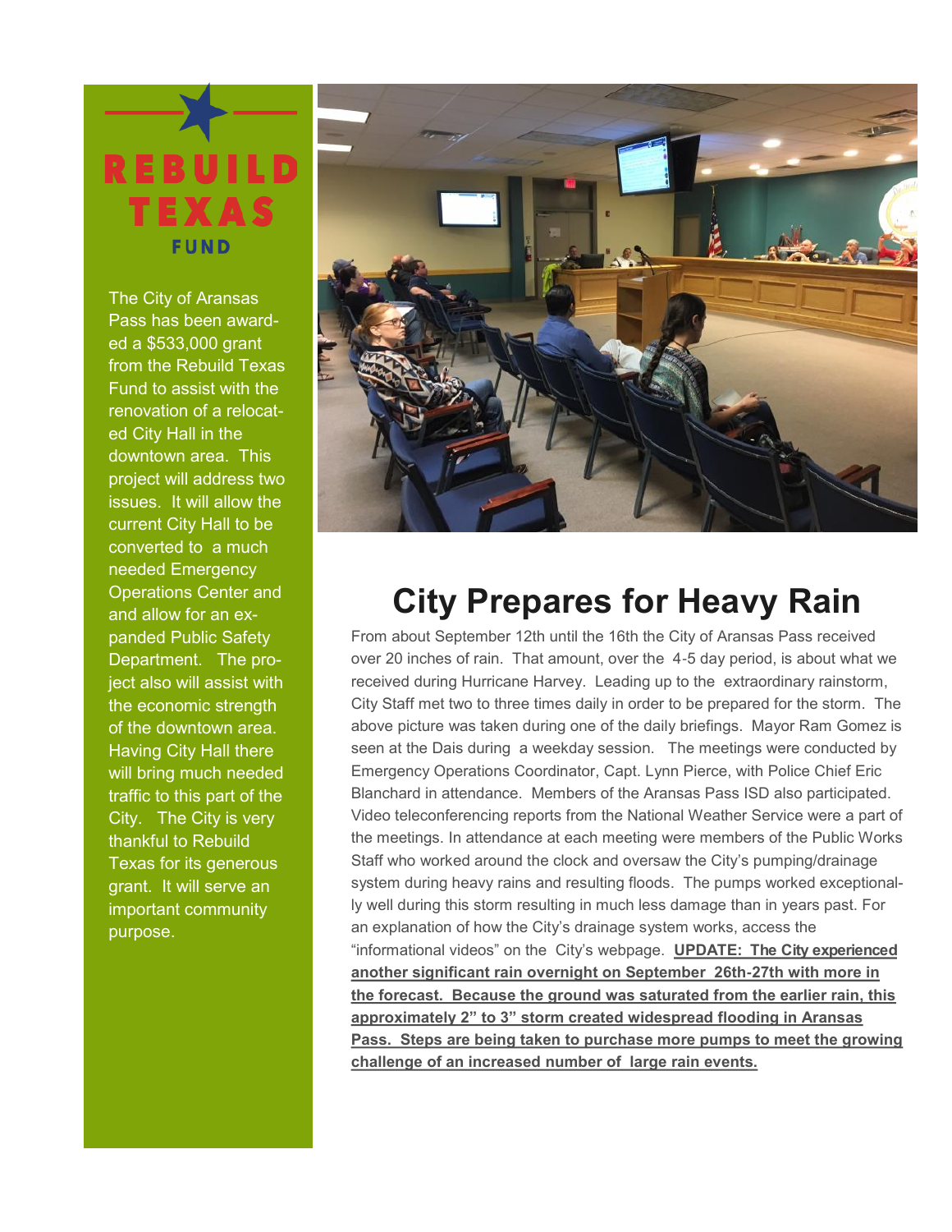**REBUILD TEXAS FUND**

The City of Aransas Pass has been awarded a $533,000 grant from the Rebuild Texas Fund to assist with the renovation of a relocated City Hall in the downtown area. This project will address two issues. It will allow the current City Hall to be converted to a much needed Emergency Operations Center and and allow for an expanded Public Safety Department. The project also will assist with the economic strength of the downtown area. Having City Hall there will bring much needed traffic to this part of the City. The City is very thankful to Rebuild Texas for its generous grant. It will serve an important community purpose.

# City Prepares for Heavy Rain

From about September 12th until the 16th the City of Aransas Pass received over 20 inches of rain. That amount, over the 4-5 day period, is about what we received during Hurricane Harvey. Leading up to the extraordinary rainstorm, City Staff met two to three times daily in order to be prepared for the storm. The above picture was taken during one of the daily briefings. Mayor Ram Gomez is seen at the Dais during a weekday session. The meetings were conducted by Emergency Operations Coordinator, Capt. Lynn Pierce, with Police Chief Eric Blanchard in attendance. Members of the Aransas Pass ISD also participated. Video teleconferencing reports from the National Weather Service were a part of the meetings. In attendance at each meeting were members of the Public Works Staff who worked around the clock and oversaw the City's pumping/drainage system during heavy rains and resulting floods. The pumps worked exceptionally well during this storm resulting in much less damage than in years past. For an explanation of how the City's drainage system works, access the "informational videos" on the City's webpage. **UPDATE: The City experienced another significant rain overnight on September 26th-27th with more in the forecast. Because the ground was saturated from the earlier rain, this approximately 2" to 3" storm created widespread flooding in Aransas Pass. Steps are being taken to purchase more pumps to meet the growing challenge of an increased number of large rain events.**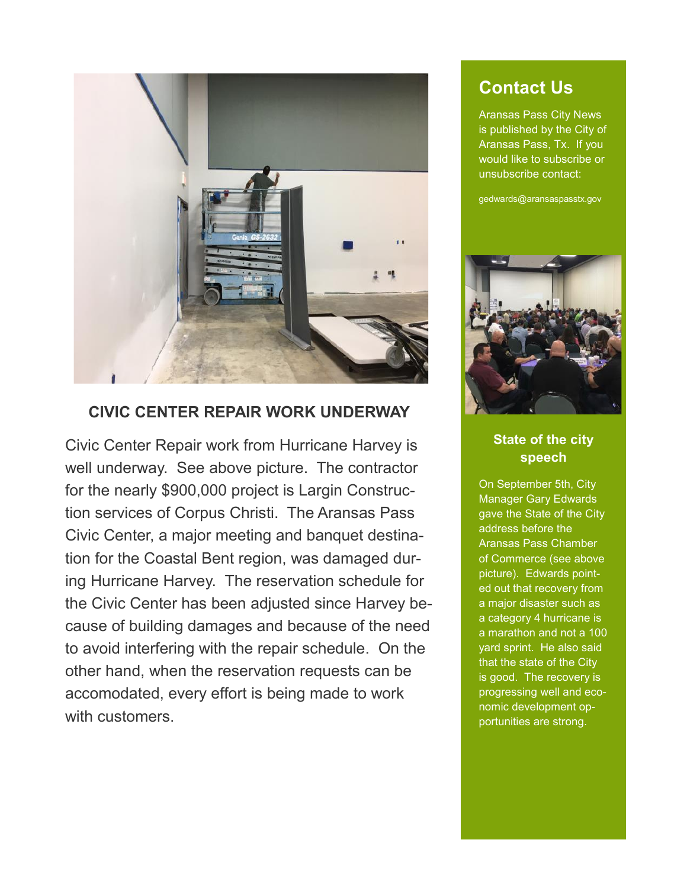## CIVIC CENTER REPAIR WORK UNDERWAY

Civic Center Repair work from Hurricane Harvey is well underway. See above picture. The contractor for the nearly $900,000 project is Largin Construction services of Corpus Christi. The Aransas Pass Civic Center, a major meeting and banquet destination for the Coastal Bent region, was damaged during Hurricane Harvey. The reservation schedule for the Civic Center has been adjusted since Harvey because of building damages and because of the need to avoid interfering with the repair schedule. On the other hand, when the reservation requests can be accomodated, every effort is being made to work with customers.

## Contact Us

Aransas Pass City News is published by the City of Aransas Pass, Tx. If you would like to subscribe or unsubscribe contact:

gedwards@aransaspasstx.gov

### State of the city speech

On September 5th, City Manager Gary Edwards gave the State of the City address before the Aransas Pass Chamber of Commerce (see above picture). Edwards pointed out that recovery from a major disaster such as a category 4 hurricane is a marathon and not a 100 yard sprint. He also said that the state of the City is good. The recovery is progressing well and economic development opportunities are strong.